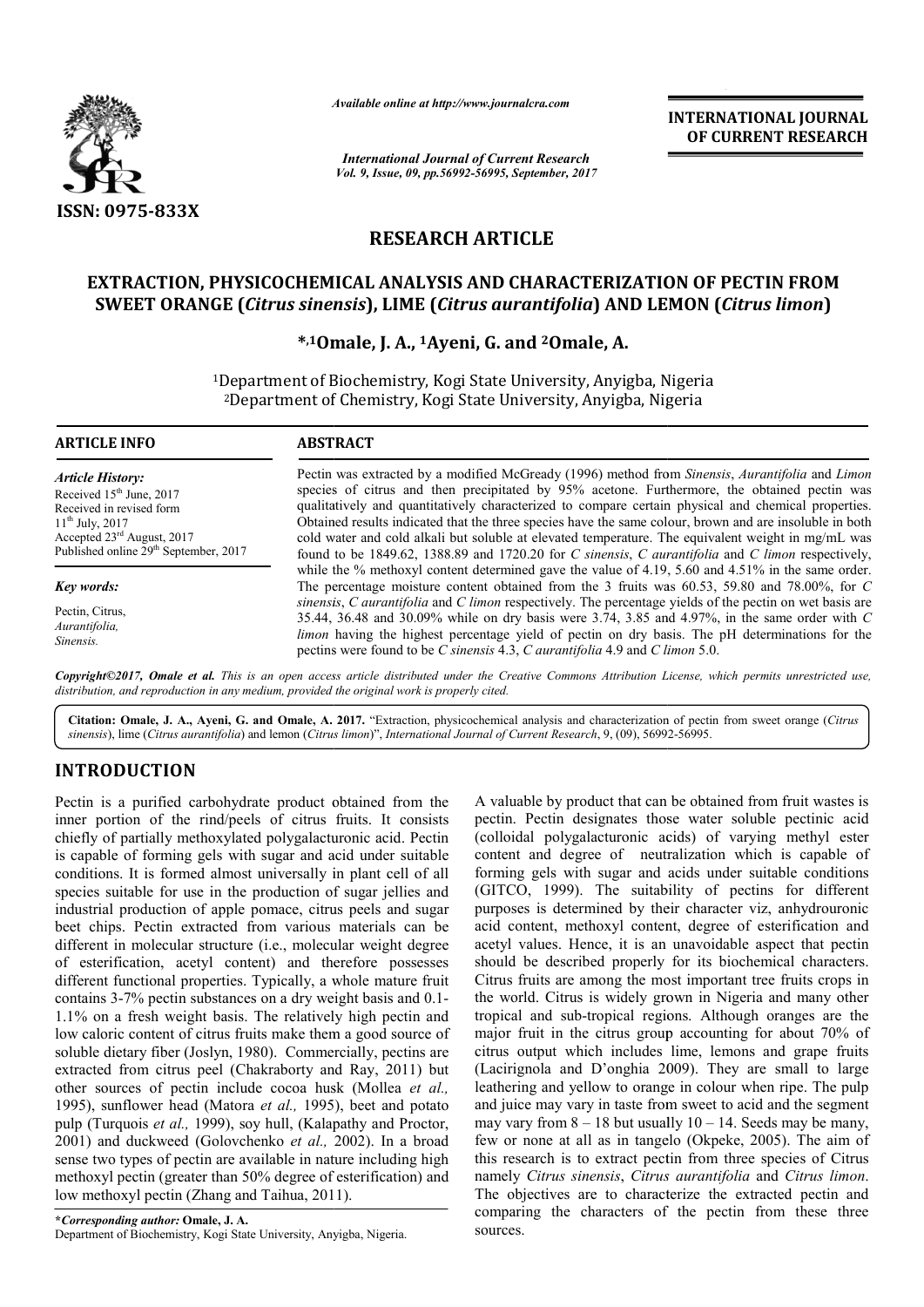*Available online at http://www.journalcra.com*

*International Journal of Current Research*
*Vol. 9, Issue, 09, pp.56992-56995, September, 2017*

**INTERNATIONAL JOURNAL OF CURRENT RESEARCH**

ISSN: 0975-833X

## RESEARCH ARTICLE

# EXTRACTION, PHYSICOCHEMICAL ANALYSIS AND CHARACTERIZATION OF PECTIN FROM SWEET ORANGE (*Citrus sinensis*), LIME (*Citrus aurantifolia*) AND LEMON (*Citrus limon*)

**\*,[1]Omale, J. A., [1]Ayeni, G. and [2]Omale, A.**

[1]Department of Biochemistry, Kogi State University, Anyigba, Nigeria
[2]Department of Chemistry, Kogi State University, Anyigba, Nigeria

**ARTICLE INFO**

*Article History:*
Received 15th June, 2017
Received in revised form
11th July, 2017
Accepted 23rd August, 2017
Published online 29th September, 2017

*Key words:*
Pectin, Citrus, *Aurantifolia*, *Sinensis.*

**ABSTRACT**

Pectin was extracted by a modified McGready (1996) method from *Sinensis*, *Aurantifolia* and *Limon* species of citrus and then precipitated by 95% acetone. Furthermore, the obtained pectin was qualitatively and quantitatively characterized to compare certain physical and chemical properties. Obtained results indicated that the three species have the same colour, brown and are insoluble in both cold water and cold alkali but soluble at elevated temperature. The equivalent weight in mg/mL was found to be 1849.62, 1388.89 and 1720.20 for *C sinensis*, *C aurantifolia* and *C limon* respectively, while the % methoxyl content determined gave the value of 4.19, 5.60 and 4.51% in the same order. The percentage moisture content obtained from the 3 fruits was 60.53, 59.80 and 78.00%, for *C sinensis*, *C aurantifolia* and *C limon* respectively. The percentage yields of the pectin on wet basis are 35.44, 36.48 and 30.09% while on dry basis were 3.74, 3.85 and 4.97%, in the same order with *C limon* having the highest percentage yield of pectin on dry basis. The pH determinations for the pectins were found to be *C sinensis* 4.3, *C aurantifolia* 4.9 and *C limon* 5.0.

***Copyright©2017, Omale et al.** This is an open access article distributed under the Creative Commons Attribution License, which permits unrestricted use, distribution, and reproduction in any medium, provided the original work is properly cited.*

**Citation: Omale, J. A., Ayeni, G. and Omale, A. 2017.** "Extraction, physicochemical analysis and characterization of pectin from sweet orange (*Citrus sinensis*), lime (*Citrus aurantifolia*) and lemon (*Citrus limon*)", *International Journal of Current Research*, 9, (09), 56992-56995.

## INTRODUCTION

Pectin is a purified carbohydrate product obtained from the inner portion of the rind/peels of citrus fruits. It consists chiefly of partially methoxylated polygalacturonic acid. Pectin is capable of forming gels with sugar and acid under suitable conditions. It is formed almost universally in plant cell of all species suitable for use in the production of sugar jellies and industrial production of apple pomace, citrus peels and sugar beet chips. Pectin extracted from various materials can be different in molecular structure (i.e., molecular weight degree of esterification, acetyl content) and therefore possesses different functional properties. Typically, a whole mature fruit contains 3-7% pectin substances on a dry weight basis and 0.1-1.1% on a fresh weight basis. The relatively high pectin and low caloric content of citrus fruits make them a good source of soluble dietary fiber (Joslyn, 1980). Commercially, pectins are extracted from citrus peel (Chakraborty and Ray, 2011) but other sources of pectin include cocoa husk (Mollea *et al.,* 1995), sunflower head (Matora *et al.,* 1995), beet and potato pulp (Turquois *et al.,* 1999), soy hull, (Kalapathy and Proctor, 2001) and duckweed (Golovchenko *et al.,* 2002). In a broad sense two types of pectin are available in nature including high methoxyl pectin (greater than 50% degree of esterification) and low methoxyl pectin (Zhang and Taihua, 2011).

A valuable by product that can be obtained from fruit wastes is pectin. Pectin designates those water soluble pectinic acid (colloidal polygalacturonic acids) of varying methyl ester content and degree of neutralization which is capable of forming gels with sugar and acids under suitable conditions (GITCO, 1999). The suitability of pectins for different purposes is determined by their character viz, anhydrouronic acid content, methoxyl content, degree of esterification and acetyl values. Hence, it is an unavoidable aspect that pectin should be described properly for its biochemical characters. Citrus fruits are among the most important tree fruits crops in the world. Citrus is widely grown in Nigeria and many other tropical and sub-tropical regions. Although oranges are the major fruit in the citrus group accounting for about 70% of citrus output which includes lime, lemons and grape fruits (Lacirignola and D'onghia 2009). They are small to large leathering and yellow to orange in colour when ripe. The pulp and juice may vary in taste from sweet to acid and the segment may vary from 8 – 18 but usually 10 – 14. Seeds may be many, few or none at all as in tangelo (Okpeke, 2005). The aim of this research is to extract pectin from three species of Citrus namely *Citrus sinensis*, *Citrus aurantifolia* and *Citrus limon*. The objectives are to characterize the extracted pectin and comparing the characters of the pectin from these three sources.

**\*Corresponding author: Omale, J. A.**
Department of Biochemistry, Kogi State University, Anyigba, Nigeria.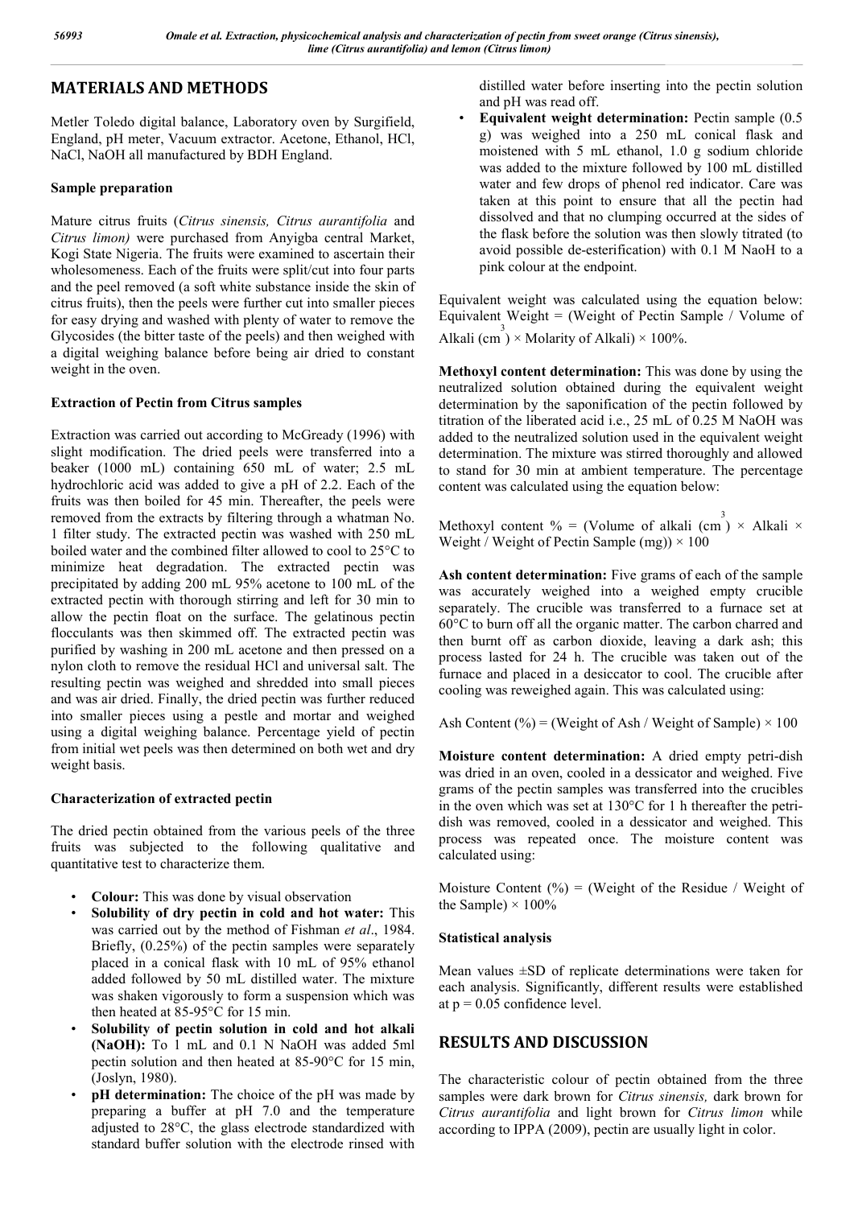## MATERIALS AND METHODS

Metler Toledo digital balance, Laboratory oven by Surgifield, England, pH meter, Vacuum extractor. Acetone, Ethanol, HCl, NaCl, NaOH all manufactured by BDH England.

### Sample preparation

Mature citrus fruits (*Citrus sinensis, Citrus aurantifolia* and *Citrus limon)* were purchased from Anyigba central Market, Kogi State Nigeria. The fruits were examined to ascertain their wholesomeness. Each of the fruits were split/cut into four parts and the peel removed (a soft white substance inside the skin of citrus fruits), then the peels were further cut into smaller pieces for easy drying and washed with plenty of water to remove the Glycosides (the bitter taste of the peels) and then weighed with a digital weighing balance before being air dried to constant weight in the oven.

### Extraction of Pectin from Citrus samples

Extraction was carried out according to McGready (1996) with slight modification. The dried peels were transferred into a beaker (1000 mL) containing 650 mL of water; 2.5 mL hydrochloric acid was added to give a pH of 2.2. Each of the fruits was then boiled for 45 min. Thereafter, the peels were removed from the extracts by filtering through a whatman No. 1 filter study. The extracted pectin was washed with 250 mL boiled water and the combined filter allowed to cool to 25°C to minimize heat degradation. The extracted pectin was precipitated by adding 200 mL 95% acetone to 100 mL of the extracted pectin with thorough stirring and left for 30 min to allow the pectin float on the surface. The gelatinous pectin flocculants was then skimmed off. The extracted pectin was purified by washing in 200 mL acetone and then pressed on a nylon cloth to remove the residual HCl and universal salt. The resulting pectin was weighed and shredded into small pieces and was air dried. Finally, the dried pectin was further reduced into smaller pieces using a pestle and mortar and weighed using a digital weighing balance. Percentage yield of pectin from initial wet peels was then determined on both wet and dry weight basis.

### Characterization of extracted pectin

The dried pectin obtained from the various peels of the three fruits was subjected to the following qualitative and quantitative test to characterize them.

- **Colour:** This was done by visual observation
- **Solubility of dry pectin in cold and hot water:** This was carried out by the method of Fishman *et al*., 1984. Briefly, (0.25%) of the pectin samples were separately placed in a conical flask with 10 mL of 95% ethanol added followed by 50 mL distilled water. The mixture was shaken vigorously to form a suspension which was then heated at 85-95°C for 15 min.
- **Solubility of pectin solution in cold and hot alkali (NaOH):** To 1 mL and 0.1 N NaOH was added 5ml pectin solution and then heated at 85-90°C for 15 min, (Joslyn, 1980).
- **pH determination:** The choice of the pH was made by preparing a buffer at pH 7.0 and the temperature adjusted to 28°C, the glass electrode standardized with standard buffer solution with the electrode rinsed with distilled water before inserting into the pectin solution and pH was read off.
- **Equivalent weight determination:** Pectin sample (0.5 g) was weighed into a 250 mL conical flask and moistened with 5 mL ethanol, 1.0 g sodium chloride was added to the mixture followed by 100 mL distilled water and few drops of phenol red indicator. Care was taken at this point to ensure that all the pectin had dissolved and that no clumping occurred at the sides of the flask before the solution was then slowly titrated (to avoid possible de-esterification) with 0.1 M NaoH to a pink colour at the endpoint.

Equivalent weight was calculated using the equation below: Equivalent Weight = (Weight of Pectin Sample / Volume of Alkali ($cm^3$) × Molarity of Alkali) × 100%.

**Methoxyl content determination:** This was done by using the neutralized solution obtained during the equivalent weight determination by the saponification of the pectin followed by titration of the liberated acid i.e., 25 mL of 0.25 M NaOH was added to the neutralized solution used in the equivalent weight determination. The mixture was stirred thoroughly and allowed to stand for 30 min at ambient temperature. The percentage content was calculated using the equation below:

Methoxyl content % = (Volume of alkali ($cm^3$) × Alkali × Weight / Weight of Pectin Sample (mg)) × 100

**Ash content determination:** Five grams of each of the sample was accurately weighed into a weighed empty crucible separately. The crucible was transferred to a furnace set at 60°C to burn off all the organic matter. The carbon charred and then burnt off as carbon dioxide, leaving a dark ash; this process lasted for 24 h. The crucible was taken out of the furnace and placed in a desiccator to cool. The crucible after cooling was reweighed again. This was calculated using:

Ash Content (%) = (Weight of Ash / Weight of Sample) × 100

**Moisture content determination:** A dried empty petri-dish was dried in an oven, cooled in a dessicator and weighed. Five grams of the pectin samples was transferred into the crucibles in the oven which was set at 130°C for 1 h thereafter the petri-dish was removed, cooled in a dessicator and weighed. This process was repeated once. The moisture content was calculated using:

Moisture Content (%) = (Weight of the Residue / Weight of the Sample) × 100%

### Statistical analysis

Mean values ±SD of replicate determinations were taken for each analysis. Significantly, different results were established at $p = 0.05$ confidence level.

## RESULTS AND DISCUSSION

The characteristic colour of pectin obtained from the three samples were dark brown for *Citrus sinensis,* dark brown for *Citrus aurantifolia* and light brown for *Citrus limon* while according to IPPA (2009), pectin are usually light in color.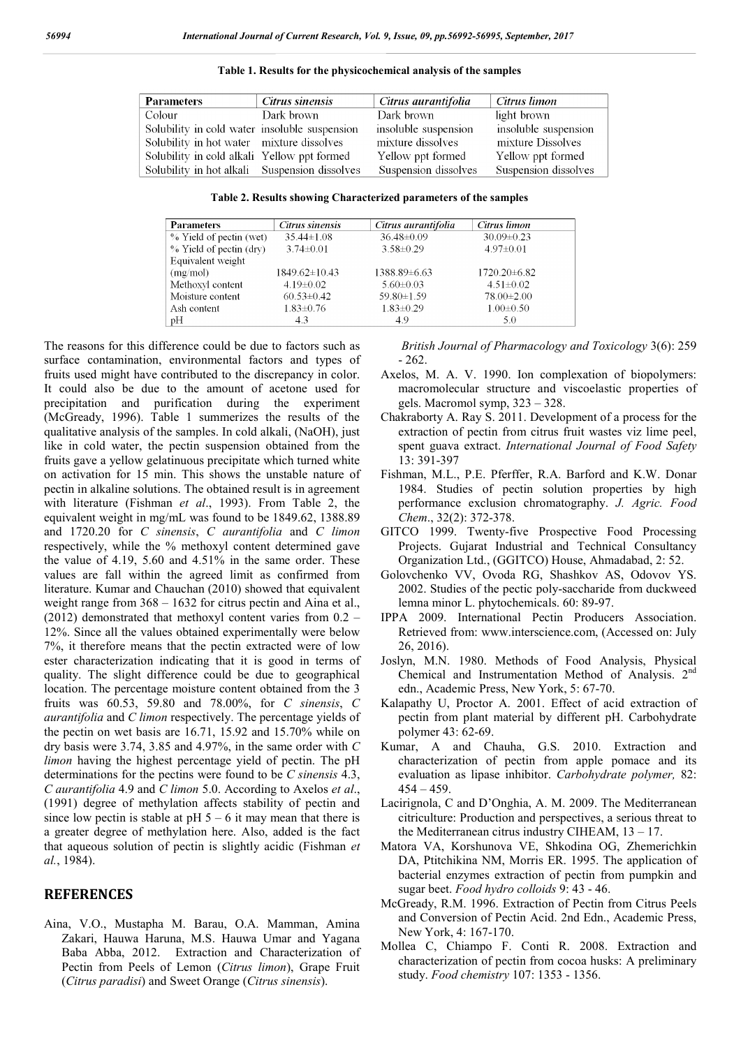**Table 1. Results for the physicochemical analysis of the samples**

| Parameters | *Citrus sinensis* | *Citrus aurantifolia* | *Citrus limon* |
|---|---|---|---|
| Colour | Dark brown | Dark brown | light brown |
| Solubility in cold water | insoluble suspension | insoluble suspension | insoluble suspension |
| Solubility in hot water | mixture dissolves | mixture dissolves | mixture Dissolves |
| Solubility in cold alkali | Yellow ppt formed | Yellow ppt formed | Yellow ppt formed |
| Solubility in hot alkali | Suspension dissolves | Suspension dissolves | Suspension dissolves |

**Table 2. Results showing Characterized parameters of the samples**

| Parameters | *Citrus sinensis* | *Citrus aurantifolia* | *Citrus limon* |
|---|---|---|---|
| % Yield of pectin (wet) | 35.44±1.08 | 36.48±0.09 | 30.09±0.23 |
| % Yield of pectin (dry) | 3.74±0.01 | 3.58±0.29 | 4.97±0.01 |
| Equivalent weight (mg/mol) | 1849.62±10.43 | 1388.89±6.63 | 1720.20±6.82 |
| Methoxyl content | 4.19±0.02 | 5.60±0.03 | 4.51±0.02 |
| Moisture content | 60.53±0.42 | 59.80±1.59 | 78.00±2.00 |
| Ash content | 1.83±0.76 | 1.83±0.29 | 1.00±0.50 |
| pH | 4.3 | 4.9 | 5.0 |

The reasons for this difference could be due to factors such as surface contamination, environmental factors and types of fruits used might have contributed to the discrepancy in color. It could also be due to the amount of acetone used for precipitation and purification during the experiment (McGready, 1996). Table 1 summerizes the results of the qualitative analysis of the samples. In cold alkali, (NaOH), just like in cold water, the pectin suspension obtained from the fruits gave a yellow gelatinuous precipitate which turned white on activation for 15 min. This shows the unstable nature of pectin in alkaline solutions. The obtained result is in agreement with literature (Fishman *et al*., 1993). From Table 2, the equivalent weight in mg/mL was found to be 1849.62, 1388.89 and 1720.20 for *C sinensis*, *C aurantifolia* and *C limon* respectively, while the % methoxyl content determined gave the value of 4.19, 5.60 and 4.51% in the same order. These values are fall within the agreed limit as confirmed from literature. Kumar and Chauchan (2010) showed that equivalent weight range from 368 – 1632 for citrus pectin and Aina et al., (2012) demonstrated that methoxyl content varies from 0.2 – 12%. Since all the values obtained experimentally were below 7%, it therefore means that the pectin extracted were of low ester characterization indicating that it is good in terms of quality. The slight difference could be due to geographical location. The percentage moisture content obtained from the 3 fruits was 60.53, 59.80 and 78.00%, for *C sinensis*, *C aurantifolia* and *C limon* respectively. The percentage yields of the pectin on wet basis are 16.71, 15.92 and 15.70% while on dry basis were 3.74, 3.85 and 4.97%, in the same order with *C limon* having the highest percentage yield of pectin. The pH determinations for the pectins were found to be *C sinensis* 4.3, *C aurantifolia* 4.9 and *C limon* 5.0. According to Axelos *et al*., (1991) degree of methylation affects stability of pectin and since low pectin is stable at pH 5 – 6 it may mean that there is a greater degree of methylation here. Also, added is the fact that aqueous solution of pectin is slightly acidic (Fishman *et al.*, 1984).

## REFERENCES

Aina, V.O., Mustapha M. Barau, O.A. Mamman, Amina Zakari, Hauwa Haruna, M.S. Hauwa Umar and Yagana Baba Abba, 2012. Extraction and Characterization of Pectin from Peels of Lemon (*Citrus limon*), Grape Fruit (*Citrus paradisi*) and Sweet Orange (*Citrus sinensis*). *British Journal of Pharmacology and Toxicology* 3(6): 259 - 262.

Axelos, M. A. V. 1990. Ion complexation of biopolymers: macromolecular structure and viscoelastic properties of gels. Macromol symp, 323 – 328.

Chakraborty A. Ray S. 2011. Development of a process for the extraction of pectin from citrus fruit wastes viz lime peel, spent guava extract. *International Journal of Food Safety* 13: 391-397

Fishman, M.L., P.E. Pferffer, R.A. Barford and K.W. Donar 1984. Studies of pectin solution properties by high performance exclusion chromatography. *J. Agric. Food Chem*., 32(2): 372-378.

GITCO 1999. Twenty-five Prospective Food Processing Projects. Gujarat Industrial and Technical Consultancy Organization Ltd., (GGITCO) House, Ahmadabad, 2: 52.

Golovchenko VV, Ovoda RG, Shashkov AS, Odovov YS. 2002. Studies of the pectic poly-saccharide from duckweed lemna minor L. phytochemicals. 60: 89-97.

IPPA 2009. International Pectin Producers Association. Retrieved from: www.interscience.com, (Accessed on: July 26, 2016).

Joslyn, M.N. 1980. Methods of Food Analysis, Physical Chemical and Instrumentation Method of Analysis. 2nd edn., Academic Press, New York, 5: 67-70.

Kalapathy U, Proctor A. 2001. Effect of acid extraction of pectin from plant material by different pH. Carbohydrate polymer 43: 62-69.

Kumar, A and Chauha, G.S. 2010. Extraction and characterization of pectin from apple pomace and its evaluation as lipase inhibitor. *Carbohydrate polymer,* 82: 454 – 459.

Lacirignola, C and D'Onghia, A. M. 2009. The Mediterranean citriculture: Production and perspectives, a serious threat to the Mediterranean citrus industry CIHEAM, 13 – 17.

Matora VA, Korshunova VE, Shkodina OG, Zhemerichkin DA, Ptitchikina NM, Morris ER. 1995. The application of bacterial enzymes extraction of pectin from pumpkin and sugar beet. *Food hydro colloids* 9: 43 - 46.

McGready, R.M. 1996. Extraction of Pectin from Citrus Peels and Conversion of Pectin Acid. 2nd Edn., Academic Press, New York, 4: 167-170.

Mollea C, Chiampo F. Conti R. 2008. Extraction and characterization of pectin from cocoa husks: A preliminary study. *Food chemistry* 107: 1353 - 1356.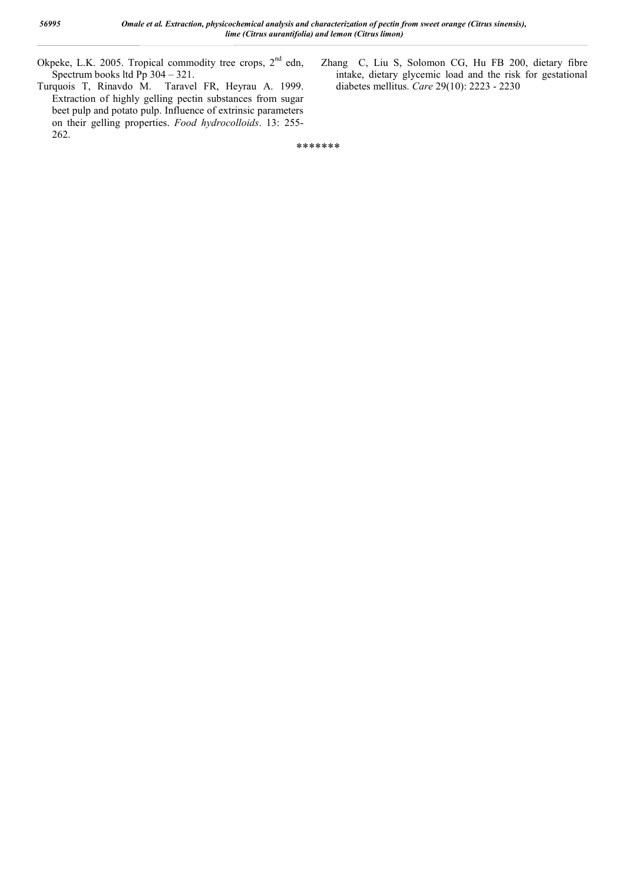Okpeke, L.K. 2005. Tropical commodity tree crops, 2nd edn, Spectrum books ltd Pp 304 – 321.

Turquois T, Rinavdo M. Taravel FR, Heyrau A. 1999. Extraction of highly gelling pectin substances from sugar beet pulp and potato pulp. Influence of extrinsic parameters on their gelling properties. *Food hydrocolloids*. 13: 255-262.

Zhang C, Liu S, Solomon CG, Hu FB 200, dietary fibre intake, dietary glycemic load and the risk for gestational diabetes mellitus. *Care* 29(10): 2223 - 2230

*******